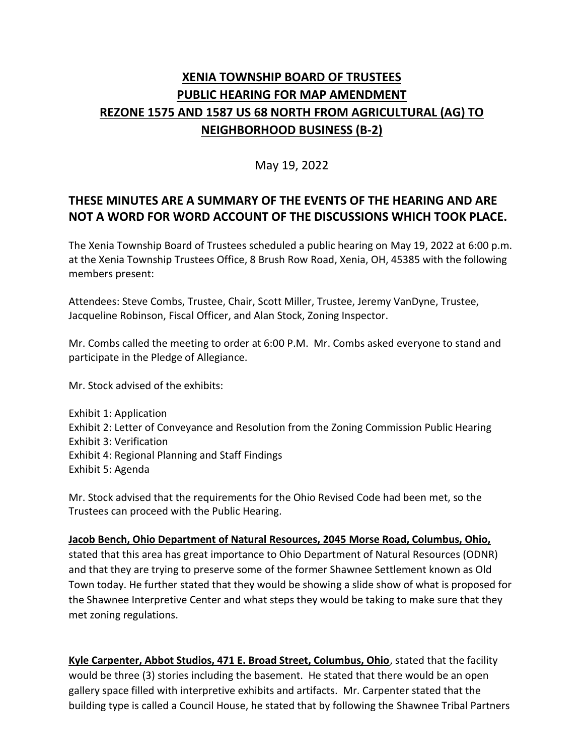# XENIA TOWNSHIP BOARD OF TRUSTEES
# PUBLIC HEARING FOR MAP AMENDMENT
# REZONE 1575 AND 1587 US 68 NORTH FROM AGRICULTURAL (AG) TO NEIGHBORHOOD BUSINESS (B-2)

May 19, 2022

## THESE MINUTES ARE A SUMMARY OF THE EVENTS OF THE HEARING AND ARE NOT A WORD FOR WORD ACCOUNT OF THE DISCUSSIONS WHICH TOOK PLACE.

The Xenia Township Board of Trustees scheduled a public hearing on May 19, 2022 at 6:00 p.m. at the Xenia Township Trustees Office, 8 Brush Row Road, Xenia, OH, 45385 with the following members present:

Attendees: Steve Combs, Trustee, Chair, Scott Miller, Trustee, Jeremy VanDyne, Trustee, Jacqueline Robinson, Fiscal Officer, and Alan Stock, Zoning Inspector.

Mr. Combs called the meeting to order at 6:00 P.M. Mr. Combs asked everyone to stand and participate in the Pledge of Allegiance.

Mr. Stock advised of the exhibits:

Exhibit 1: Application
Exhibit 2: Letter of Conveyance and Resolution from the Zoning Commission Public Hearing
Exhibit 3: Verification
Exhibit 4: Regional Planning and Staff Findings
Exhibit 5: Agenda

Mr. Stock advised that the requirements for the Ohio Revised Code had been met, so the Trustees can proceed with the Public Hearing.

**Jacob Bench, Ohio Department of Natural Resources, 2045 Morse Road, Columbus, Ohio,** stated that this area has great importance to Ohio Department of Natural Resources (ODNR) and that they are trying to preserve some of the former Shawnee Settlement known as Old Town today. He further stated that they would be showing a slide show of what is proposed for the Shawnee Interpretive Center and what steps they would be taking to make sure that they met zoning regulations.

**Kyle Carpenter, Abbot Studios, 471 E. Broad Street, Columbus, Ohio**, stated that the facility would be three (3) stories including the basement. He stated that there would be an open gallery space filled with interpretive exhibits and artifacts. Mr. Carpenter stated that the building type is called a Council House, he stated that by following the Shawnee Tribal Partners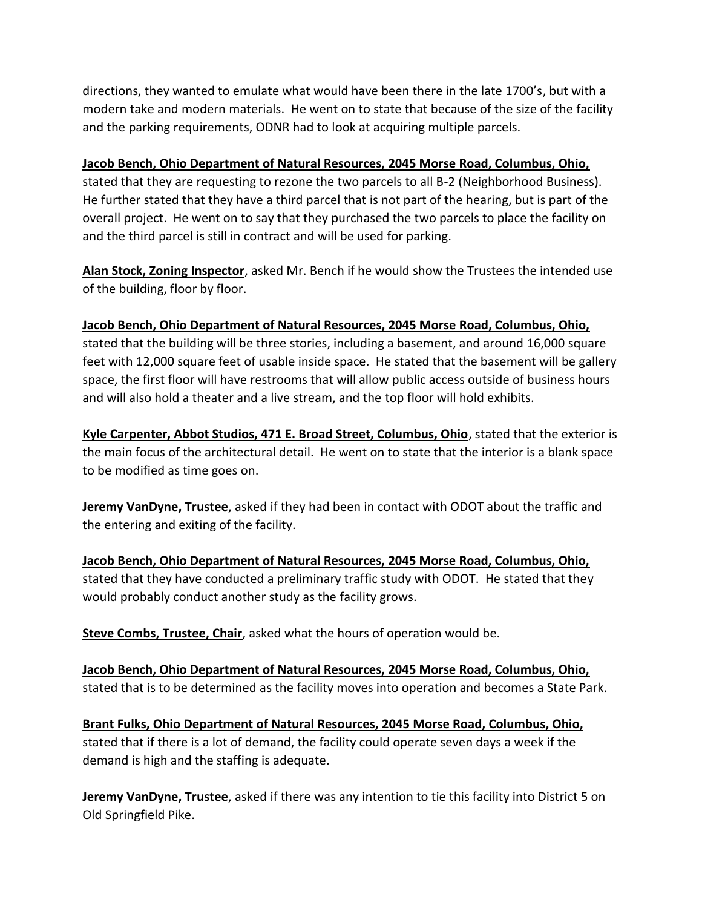directions, they wanted to emulate what would have been there in the late 1700's, but with a modern take and modern materials. He went on to state that because of the size of the facility and the parking requirements, ODNR had to look at acquiring multiple parcels.

**Jacob Bench, Ohio Department of Natural Resources, 2045 Morse Road, Columbus, Ohio,** stated that they are requesting to rezone the two parcels to all B-2 (Neighborhood Business). He further stated that they have a third parcel that is not part of the hearing, but is part of the overall project. He went on to say that they purchased the two parcels to place the facility on and the third parcel is still in contract and will be used for parking.

**Alan Stock, Zoning Inspector**, asked Mr. Bench if he would show the Trustees the intended use of the building, floor by floor.

**Jacob Bench, Ohio Department of Natural Resources, 2045 Morse Road, Columbus, Ohio,** stated that the building will be three stories, including a basement, and around 16,000 square feet with 12,000 square feet of usable inside space. He stated that the basement will be gallery space, the first floor will have restrooms that will allow public access outside of business hours and will also hold a theater and a live stream, and the top floor will hold exhibits.

**Kyle Carpenter, Abbot Studios, 471 E. Broad Street, Columbus, Ohio**, stated that the exterior is the main focus of the architectural detail. He went on to state that the interior is a blank space to be modified as time goes on.

**Jeremy VanDyne, Trustee**, asked if they had been in contact with ODOT about the traffic and the entering and exiting of the facility.

**Jacob Bench, Ohio Department of Natural Resources, 2045 Morse Road, Columbus, Ohio,** stated that they have conducted a preliminary traffic study with ODOT. He stated that they would probably conduct another study as the facility grows.

**Steve Combs, Trustee, Chair**, asked what the hours of operation would be.

**Jacob Bench, Ohio Department of Natural Resources, 2045 Morse Road, Columbus, Ohio,** stated that is to be determined as the facility moves into operation and becomes a State Park.

**Brant Fulks, Ohio Department of Natural Resources, 2045 Morse Road, Columbus, Ohio,** stated that if there is a lot of demand, the facility could operate seven days a week if the demand is high and the staffing is adequate.

**Jeremy VanDyne, Trustee**, asked if there was any intention to tie this facility into District 5 on Old Springfield Pike.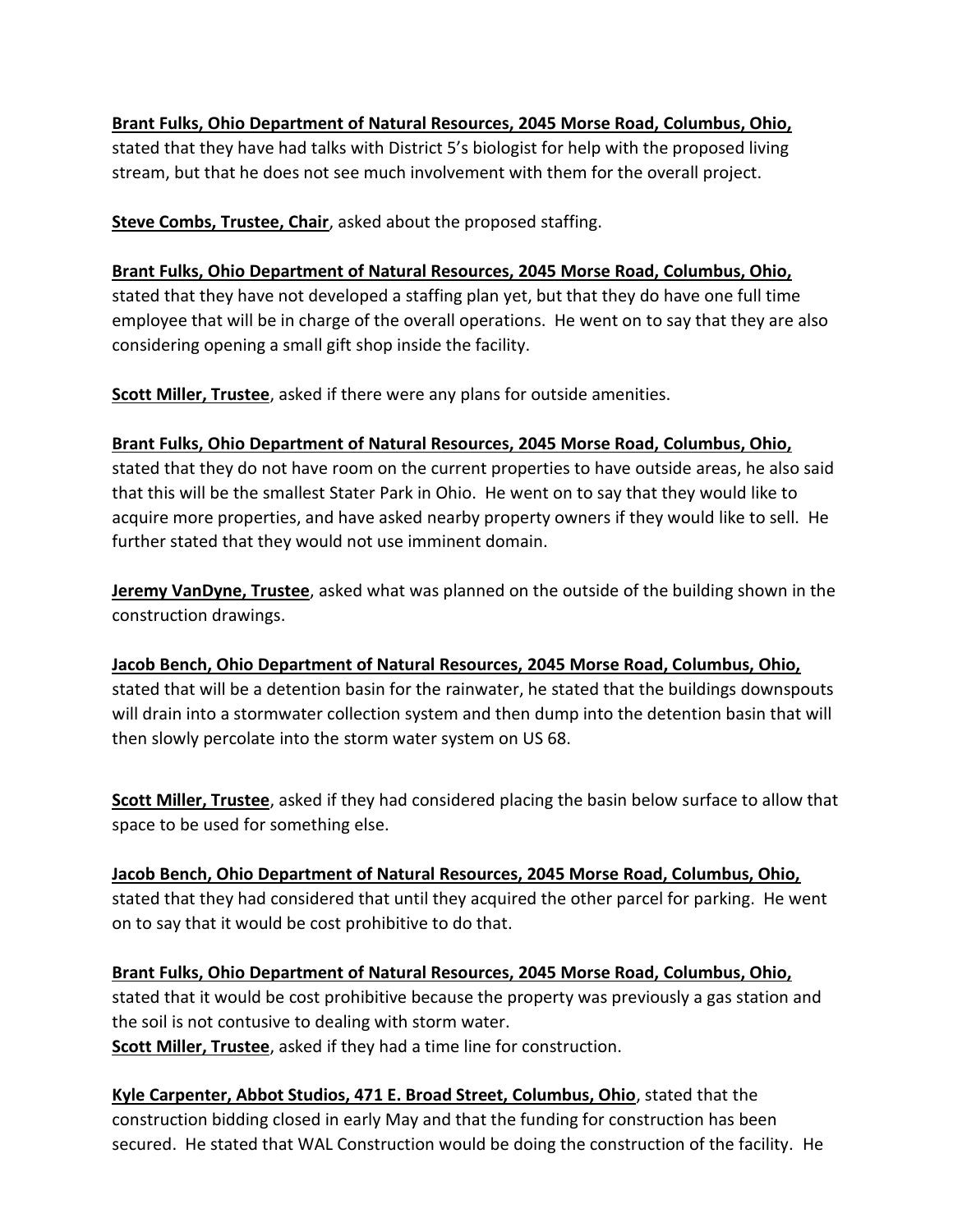**Brant Fulks, Ohio Department of Natural Resources, 2045 Morse Road, Columbus, Ohio,** stated that they have had talks with District 5's biologist for help with the proposed living stream, but that he does not see much involvement with them for the overall project.

**Steve Combs, Trustee, Chair**, asked about the proposed staffing.

**Brant Fulks, Ohio Department of Natural Resources, 2045 Morse Road, Columbus, Ohio,** stated that they have not developed a staffing plan yet, but that they do have one full time employee that will be in charge of the overall operations. He went on to say that they are also considering opening a small gift shop inside the facility.

**Scott Miller, Trustee**, asked if there were any plans for outside amenities.

**Brant Fulks, Ohio Department of Natural Resources, 2045 Morse Road, Columbus, Ohio,** stated that they do not have room on the current properties to have outside areas, he also said that this will be the smallest Stater Park in Ohio. He went on to say that they would like to acquire more properties, and have asked nearby property owners if they would like to sell. He further stated that they would not use imminent domain.

**Jeremy VanDyne, Trustee**, asked what was planned on the outside of the building shown in the construction drawings.

**Jacob Bench, Ohio Department of Natural Resources, 2045 Morse Road, Columbus, Ohio,** stated that will be a detention basin for the rainwater, he stated that the buildings downspouts will drain into a stormwater collection system and then dump into the detention basin that will then slowly percolate into the storm water system on US 68.

**Scott Miller, Trustee**, asked if they had considered placing the basin below surface to allow that space to be used for something else.

**Jacob Bench, Ohio Department of Natural Resources, 2045 Morse Road, Columbus, Ohio,** stated that they had considered that until they acquired the other parcel for parking. He went on to say that it would be cost prohibitive to do that.

**Brant Fulks, Ohio Department of Natural Resources, 2045 Morse Road, Columbus, Ohio,** stated that it would be cost prohibitive because the property was previously a gas station and the soil is not contusive to dealing with storm water.

**Scott Miller, Trustee**, asked if they had a time line for construction.

**Kyle Carpenter, Abbot Studios, 471 E. Broad Street, Columbus, Ohio**, stated that the construction bidding closed in early May and that the funding for construction has been secured. He stated that WAL Construction would be doing the construction of the facility. He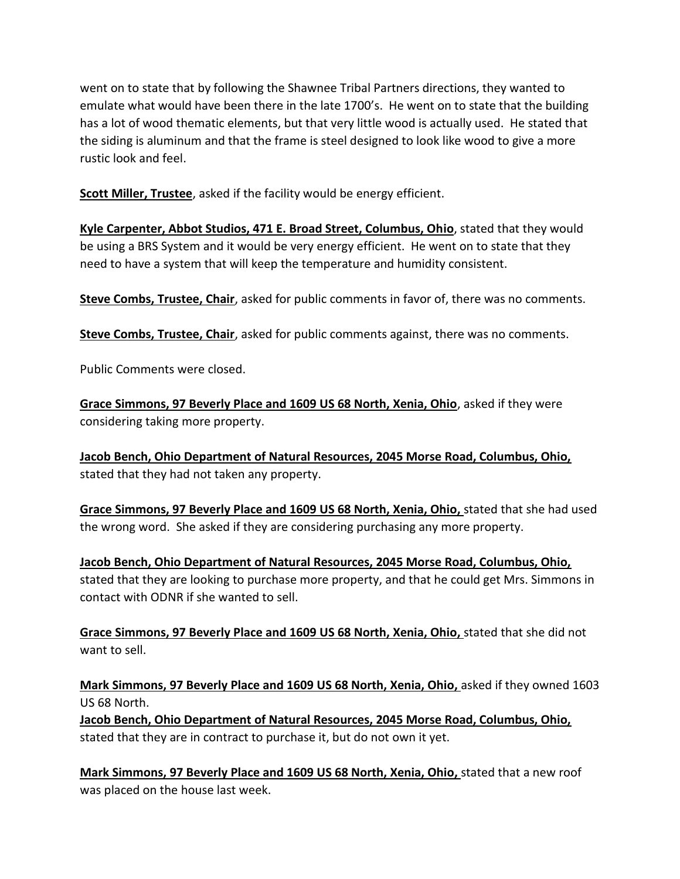went on to state that by following the Shawnee Tribal Partners directions, they wanted to emulate what would have been there in the late 1700's. He went on to state that the building has a lot of wood thematic elements, but that very little wood is actually used. He stated that the siding is aluminum and that the frame is steel designed to look like wood to give a more rustic look and feel.

**Scott Miller, Trustee**, asked if the facility would be energy efficient.

**Kyle Carpenter, Abbot Studios, 471 E. Broad Street, Columbus, Ohio**, stated that they would be using a BRS System and it would be very energy efficient. He went on to state that they need to have a system that will keep the temperature and humidity consistent.

**Steve Combs, Trustee, Chair**, asked for public comments in favor of, there was no comments.

**Steve Combs, Trustee, Chair**, asked for public comments against, there was no comments.

Public Comments were closed.

**Grace Simmons, 97 Beverly Place and 1609 US 68 North, Xenia, Ohio**, asked if they were considering taking more property.

**Jacob Bench, Ohio Department of Natural Resources, 2045 Morse Road, Columbus, Ohio,** stated that they had not taken any property.

**Grace Simmons, 97 Beverly Place and 1609 US 68 North, Xenia, Ohio,** stated that she had used the wrong word. She asked if they are considering purchasing any more property.

**Jacob Bench, Ohio Department of Natural Resources, 2045 Morse Road, Columbus, Ohio,** stated that they are looking to purchase more property, and that he could get Mrs. Simmons in contact with ODNR if she wanted to sell.

**Grace Simmons, 97 Beverly Place and 1609 US 68 North, Xenia, Ohio,** stated that she did not want to sell.

**Mark Simmons, 97 Beverly Place and 1609 US 68 North, Xenia, Ohio,** asked if they owned 1603 US 68 North.

**Jacob Bench, Ohio Department of Natural Resources, 2045 Morse Road, Columbus, Ohio,** stated that they are in contract to purchase it, but do not own it yet.

**Mark Simmons, 97 Beverly Place and 1609 US 68 North, Xenia, Ohio,** stated that a new roof was placed on the house last week.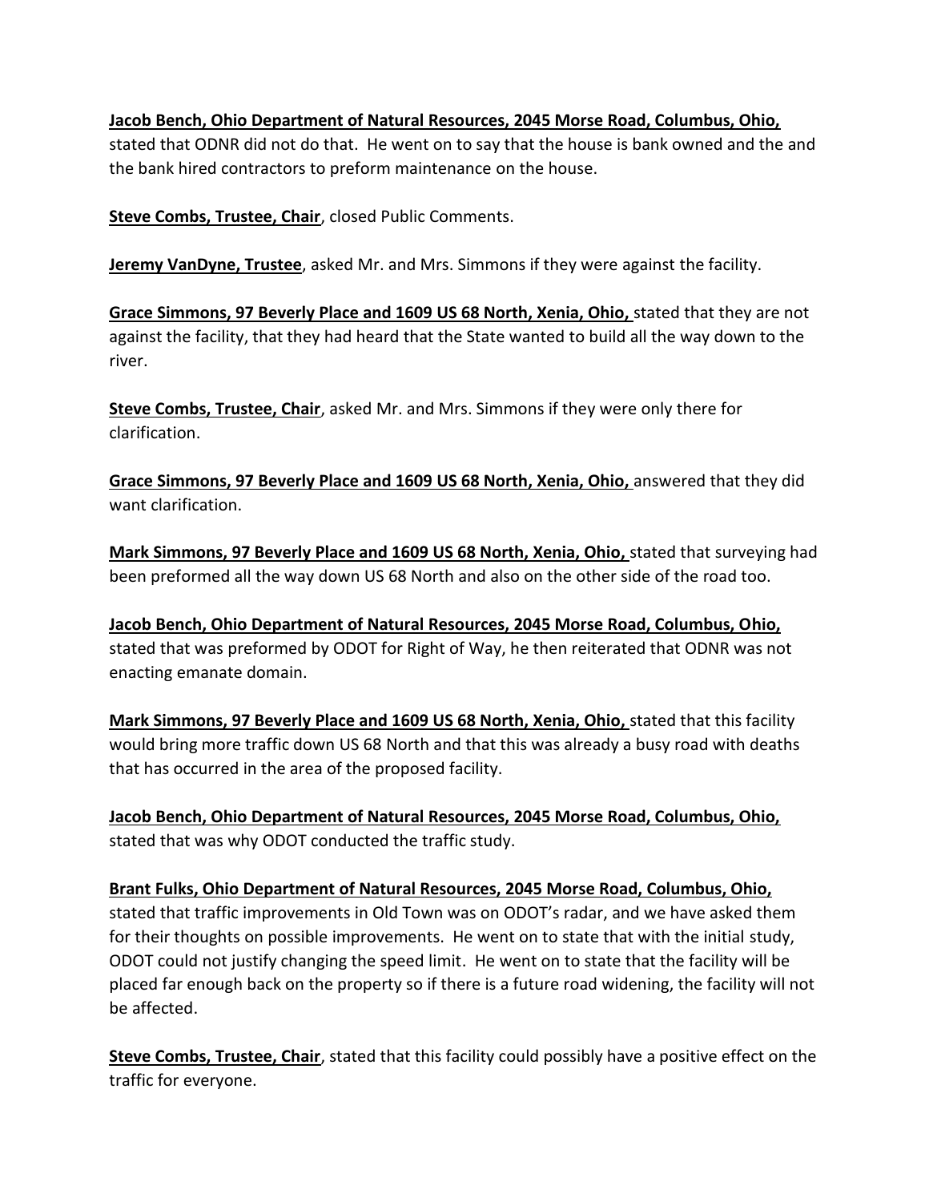**Jacob Bench, Ohio Department of Natural Resources, 2045 Morse Road, Columbus, Ohio,** stated that ODNR did not do that. He went on to say that the house is bank owned and the and the bank hired contractors to preform maintenance on the house.

**Steve Combs, Trustee, Chair**, closed Public Comments.

**Jeremy VanDyne, Trustee**, asked Mr. and Mrs. Simmons if they were against the facility.

**Grace Simmons, 97 Beverly Place and 1609 US 68 North, Xenia, Ohio,** stated that they are not against the facility, that they had heard that the State wanted to build all the way down to the river.

**Steve Combs, Trustee, Chair**, asked Mr. and Mrs. Simmons if they were only there for clarification.

**Grace Simmons, 97 Beverly Place and 1609 US 68 North, Xenia, Ohio,** answered that they did want clarification.

**Mark Simmons, 97 Beverly Place and 1609 US 68 North, Xenia, Ohio,** stated that surveying had been preformed all the way down US 68 North and also on the other side of the road too.

**Jacob Bench, Ohio Department of Natural Resources, 2045 Morse Road, Columbus, Ohio,** stated that was preformed by ODOT for Right of Way, he then reiterated that ODNR was not enacting emanate domain.

**Mark Simmons, 97 Beverly Place and 1609 US 68 North, Xenia, Ohio,** stated that this facility would bring more traffic down US 68 North and that this was already a busy road with deaths that has occurred in the area of the proposed facility.

**Jacob Bench, Ohio Department of Natural Resources, 2045 Morse Road, Columbus, Ohio,** stated that was why ODOT conducted the traffic study.

**Brant Fulks, Ohio Department of Natural Resources, 2045 Morse Road, Columbus, Ohio,** stated that traffic improvements in Old Town was on ODOT's radar, and we have asked them for their thoughts on possible improvements. He went on to state that with the initial study, ODOT could not justify changing the speed limit. He went on to state that the facility will be placed far enough back on the property so if there is a future road widening, the facility will not be affected.

**Steve Combs, Trustee, Chair**, stated that this facility could possibly have a positive effect on the traffic for everyone.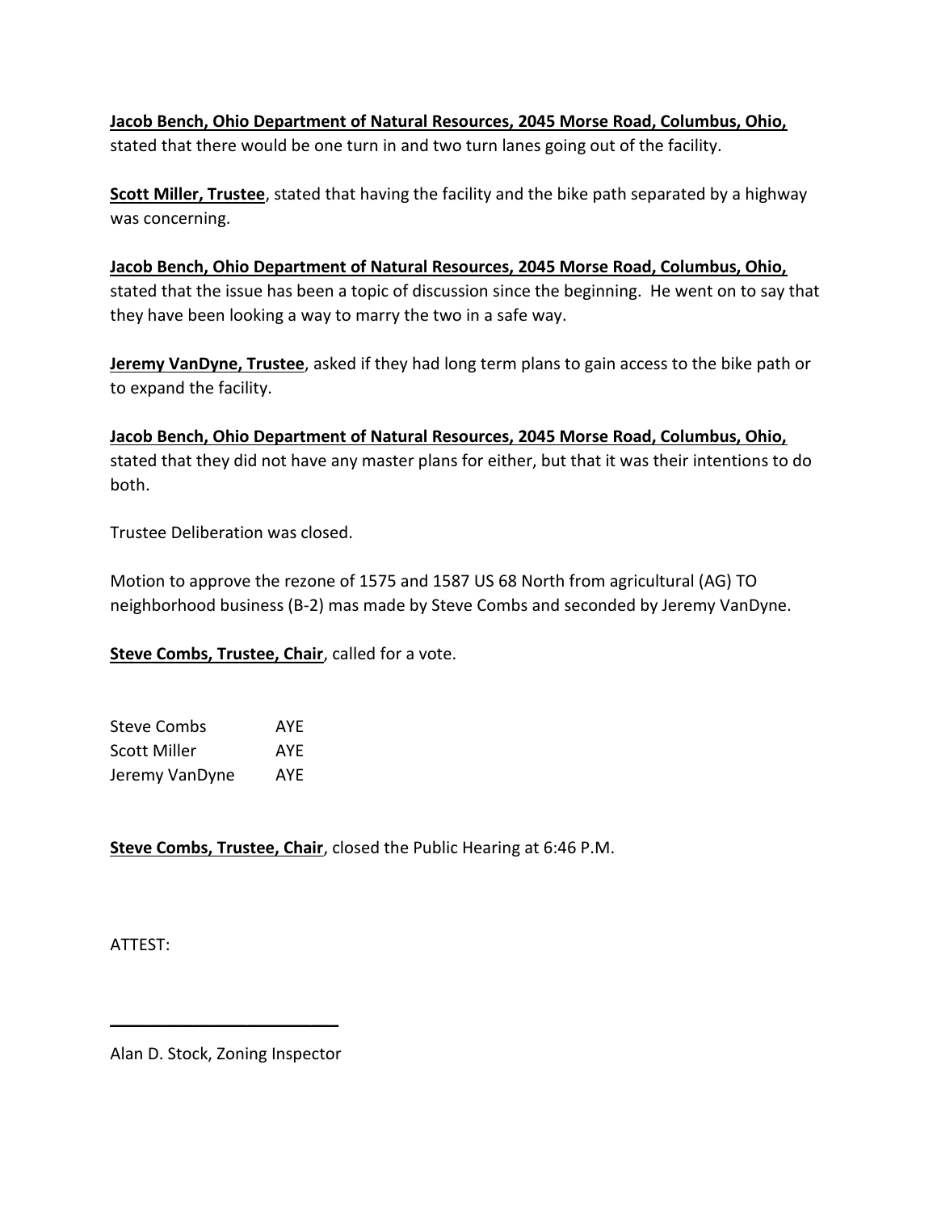**Jacob Bench, Ohio Department of Natural Resources, 2045 Morse Road, Columbus, Ohio,** stated that there would be one turn in and two turn lanes going out of the facility.

**Scott Miller, Trustee**, stated that having the facility and the bike path separated by a highway was concerning.

**Jacob Bench, Ohio Department of Natural Resources, 2045 Morse Road, Columbus, Ohio,** stated that the issue has been a topic of discussion since the beginning. He went on to say that they have been looking a way to marry the two in a safe way.

**Jeremy VanDyne, Trustee**, asked if they had long term plans to gain access to the bike path or to expand the facility.

**Jacob Bench, Ohio Department of Natural Resources, 2045 Morse Road, Columbus, Ohio,** stated that they did not have any master plans for either, but that it was their intentions to do both.

Trustee Deliberation was closed.

Motion to approve the rezone of 1575 and 1587 US 68 North from agricultural (AG) TO neighborhood business (B-2) mas made by Steve Combs and seconded by Jeremy VanDyne.

**Steve Combs, Trustee, Chair**, called for a vote.

| | |
|---|---|
| Steve Combs | AYE |
| Scott Miller | AYE |
| Jeremy VanDyne | AYE |

**Steve Combs, Trustee, Chair**, closed the Public Hearing at 6:46 P.M.

ATTEST:

\_\_\_\_\_\_\_\_\_\_\_\_\_\_\_\_\_\_\_\_\_\_\_\_\_\_

Alan D. Stock, Zoning Inspector